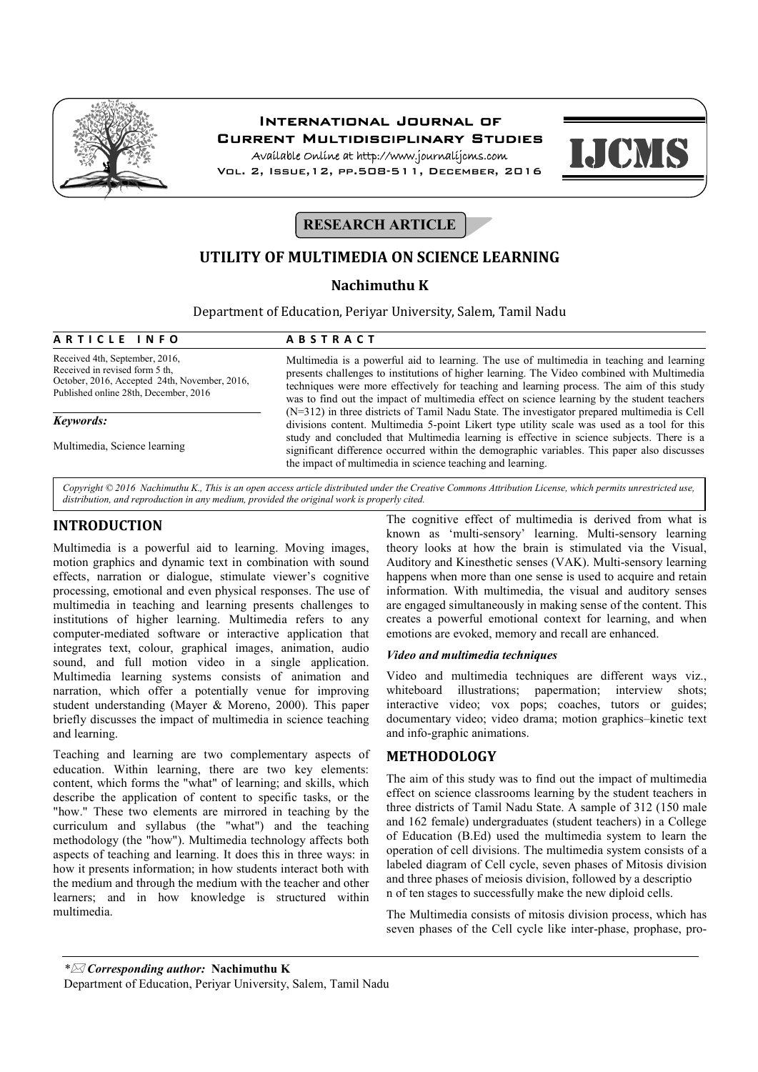# UTILITY OF MULTIMEDIA ON SCIENCE LEARNING

**Nachimuthu K**

Department of Education, Periyar University, Salem, Tamil Nadu

**ARTICLE INFO**

Received 4th, September, 2016, Received in revised form 5 th, October, 2016, Accepted 24th, November, 2016, Published online 28th, December, 2016

***Keywords:***

Multimedia, Science learning

**ABSTRACT**

Multimedia is a powerful aid to learning. The use of multimedia in teaching and learning presents challenges to institutions of higher learning. The Video combined with Multimedia techniques were more effectively for teaching and learning process. The aim of this study was to find out the impact of multimedia effect on science learning by the student teachers (N=312) in three districts of Tamil Nadu State. The investigator prepared multimedia is Cell divisions content. Multimedia 5-point Likert type utility scale was used as a tool for this study and concluded that Multimedia learning is effective in science subjects. There is a significant difference occurred within the demographic variables. This paper also discusses the impact of multimedia in science teaching and learning.

*Copyright © 2016 Nachimuthu K., This is an open access article distributed under the Creative Commons Attribution License, which permits unrestricted use, distribution, and reproduction in any medium, provided the original work is properly cited.*

## INTRODUCTION

Multimedia is a powerful aid to learning. Moving images, motion graphics and dynamic text in combination with sound effects, narration or dialogue, stimulate viewer's cognitive processing, emotional and even physical responses. The use of multimedia in teaching and learning presents challenges to institutions of higher learning. Multimedia refers to any computer-mediated software or interactive application that integrates text, colour, graphical images, animation, audio sound, and full motion video in a single application. Multimedia learning systems consists of animation and narration, which offer a potentially venue for improving student understanding (Mayer & Moreno, 2000). This paper briefly discusses the impact of multimedia in science teaching and learning.

Teaching and learning are two complementary aspects of education. Within learning, there are two key elements: content, which forms the "what" of learning; and skills, which describe the application of content to specific tasks, or the "how." These two elements are mirrored in teaching by the curriculum and syllabus (the "what") and the teaching methodology (the "how"). Multimedia technology affects both aspects of teaching and learning. It does this in three ways: in how it presents information; in how students interact both with the medium and through the medium with the teacher and other learners; and in how knowledge is structured within multimedia.

The cognitive effect of multimedia is derived from what is known as 'multi-sensory' learning. Multi-sensory learning theory looks at how the brain is stimulated via the Visual, Auditory and Kinesthetic senses (VAK). Multi-sensory learning happens when more than one sense is used to acquire and retain information. With multimedia, the visual and auditory senses are engaged simultaneously in making sense of the content. This creates a powerful emotional context for learning, and when emotions are evoked, memory and recall are enhanced.

### *Video and multimedia techniques*

Video and multimedia techniques are different ways viz., whiteboard illustrations; papermation; interview shots; interactive video; vox pops; coaches, tutors or guides; documentary video; video drama; motion graphics–kinetic text and info-graphic animations.

## METHODOLOGY

The aim of this study was to find out the impact of multimedia effect on science classrooms learning by the student teachers in three districts of Tamil Nadu State. A sample of 312 (150 male and 162 female) undergraduates (student teachers) in a College of Education (B.Ed) used the multimedia system to learn the operation of cell divisions. The multimedia system consists of a labeled diagram of Cell cycle, seven phases of Mitosis division and three phases of meiosis division, followed by a descriptio n of ten stages to successfully make the new diploid cells.

The Multimedia consists of mitosis division process, which has seven phases of the Cell cycle like inter-phase, prophase, pro-

*✉ ***Corresponding author:*** **Nachimuthu K**

Department of Education, Periyar University, Salem, Tamil Nadu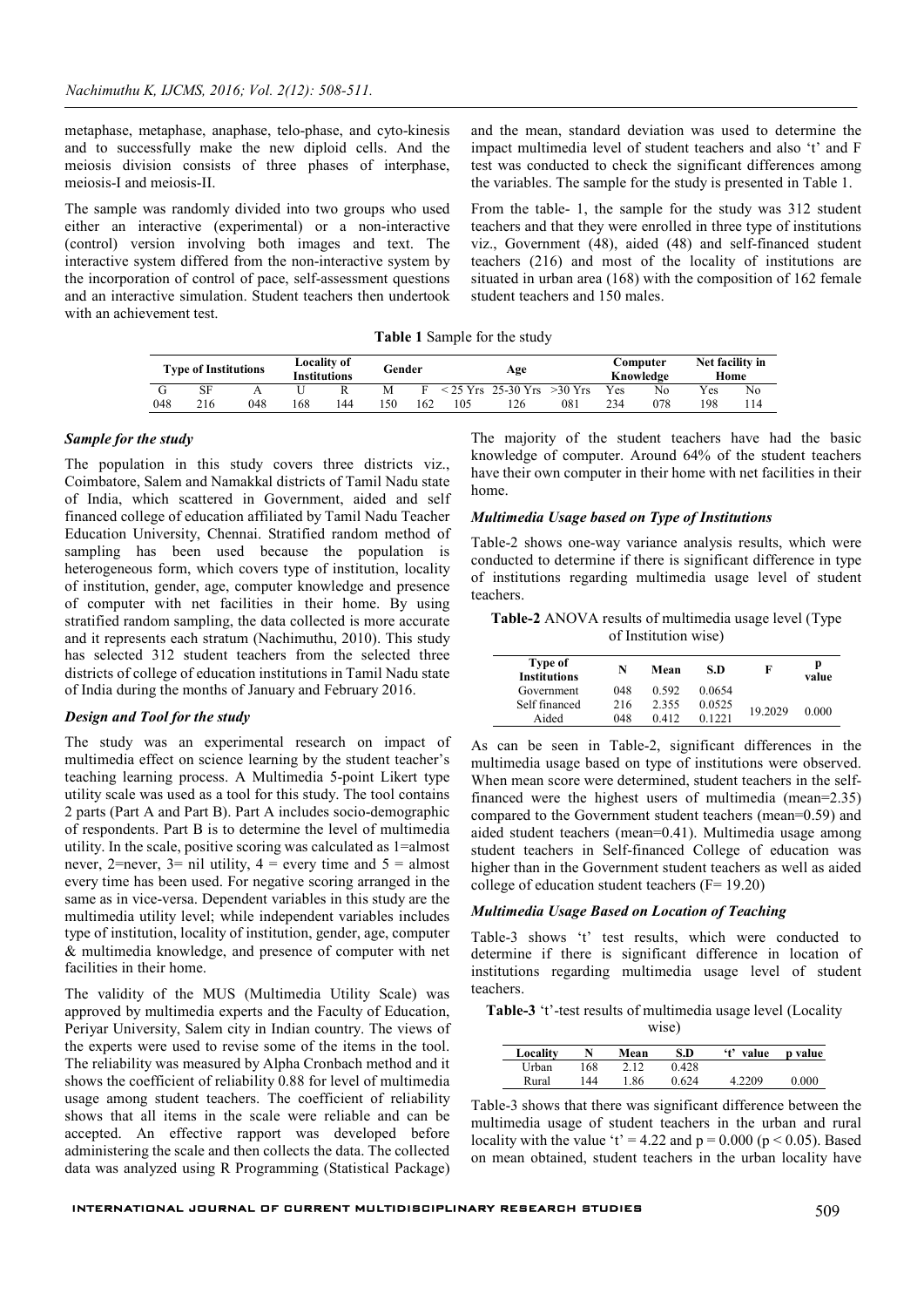metaphase, metaphase, anaphase, telo-phase, and cyto-kinesis and to successfully make the new diploid cells. And the meiosis division consists of three phases of interphase, meiosis-I and meiosis-II.

The sample was randomly divided into two groups who used either an interactive (experimental) or a non-interactive (control) version involving both images and text. The interactive system differed from the non-interactive system by the incorporation of control of pace, self-assessment questions and an interactive simulation. Student teachers then undertook with an achievement test.

and the mean, standard deviation was used to determine the impact multimedia level of student teachers and also 't' and F test was conducted to check the significant differences among the variables. The sample for the study is presented in Table 1.

From the table- 1, the sample for the study was 312 student teachers and that they were enrolled in three type of institutions viz., Government (48), aided (48) and self-financed student teachers (216) and most of the locality of institutions are situated in urban area (168) with the composition of 162 female student teachers and 150 males.

**Table 1** Sample for the study

| Type of Institutions | | | Locality of Institutions | | Gender | | Age | | | Computer Knowledge | | Net facility in Home | |
|---|---|---|---|---|---|---|---|---|---|---|---|---|---|
| G | SF | A | U | R | M | F | < 25 Yrs | 25-30 Yrs | >30 Yrs | Yes | No | Yes | No |
| 048 | 216 | 048 | 168 | 144 | 150 | 162 | 105 | 126 | 081 | 234 | 078 | 198 | 114 |

### *Sample for the study*

The population in this study covers three districts viz., Coimbatore, Salem and Namakkal districts of Tamil Nadu state of India, which scattered in Government, aided and self financed college of education affiliated by Tamil Nadu Teacher Education University, Chennai. Stratified random method of sampling has been used because the population is heterogeneous form, which covers type of institution, locality of institution, gender, age, computer knowledge and presence of computer with net facilities in their home. By using stratified random sampling, the data collected is more accurate and it represents each stratum (Nachimuthu, 2010). This study has selected 312 student teachers from the selected three districts of college of education institutions in Tamil Nadu state of India during the months of January and February 2016.

### *Design and Tool for the study*

The study was an experimental research on impact of multimedia effect on science learning by the student teacher's teaching learning process. A Multimedia 5-point Likert type utility scale was used as a tool for this study. The tool contains 2 parts (Part A and Part B). Part A includes socio-demographic of respondents. Part B is to determine the level of multimedia utility. In the scale, positive scoring was calculated as 1=almost never, 2=never, 3= nil utility, 4 = every time and 5 = almost every time has been used. For negative scoring arranged in the same as in vice-versa. Dependent variables in this study are the multimedia utility level; while independent variables includes type of institution, locality of institution, gender, age, computer & multimedia knowledge, and presence of computer with net facilities in their home.

The validity of the MUS (Multimedia Utility Scale) was approved by multimedia experts and the Faculty of Education, Periyar University, Salem city in Indian country. The views of the experts were used to revise some of the items in the tool. The reliability was measured by Alpha Cronbach method and it shows the coefficient of reliability 0.88 for level of multimedia usage among student teachers. The coefficient of reliability shows that all items in the scale were reliable and can be accepted. An effective rapport was developed before administering the scale and then collects the data. The collected data was analyzed using R Programming (Statistical Package)

The majority of the student teachers have had the basic knowledge of computer. Around 64% of the student teachers have their own computer in their home with net facilities in their home.

### *Multimedia Usage based on Type of Institutions*

Table-2 shows one-way variance analysis results, which were conducted to determine if there is significant difference in type of institutions regarding multimedia usage level of student teachers.

**Table-2** ANOVA results of multimedia usage level (Type of Institution wise)

| Type of Institutions | N | Mean | S.D | F | p value |
|---|---|---|---|---|---|
| Government | 048 | 0.592 | 0.0654 | | |
| Self financed | 216 | 2.355 | 0.0525 | 19.2029 | 0.000 |
| Aided | 048 | 0.412 | 0.1221 | | |

As can be seen in Table-2, significant differences in the multimedia usage based on type of institutions were observed. When mean score were determined, student teachers in the self-financed were the highest users of multimedia (mean=2.35) compared to the Government student teachers (mean=0.59) and aided student teachers (mean=0.41). Multimedia usage among student teachers in Self-financed College of education was higher than in the Government student teachers as well as aided college of education student teachers (F= 19.20)

### *Multimedia Usage Based on Location of Teaching*

Table-3 shows 't' test results, which were conducted to determine if there is significant difference in location of institutions regarding multimedia usage level of student teachers.

**Table-3** 't'-test results of multimedia usage level (Locality wise)

| Locality | N | Mean | S.D | 't' value | p value |
|---|---|---|---|---|---|
| Urban | 168 | 2.12 | 0.428 | | |
| Rural | 144 | 1.86 | 0.624 | 4.2209 | 0.000 |

Table-3 shows that there was significant difference between the multimedia usage of student teachers in the urban and rural locality with the value 't' = 4.22 and p = 0.000 ($p < 0.05$). Based on mean obtained, student teachers in the urban locality have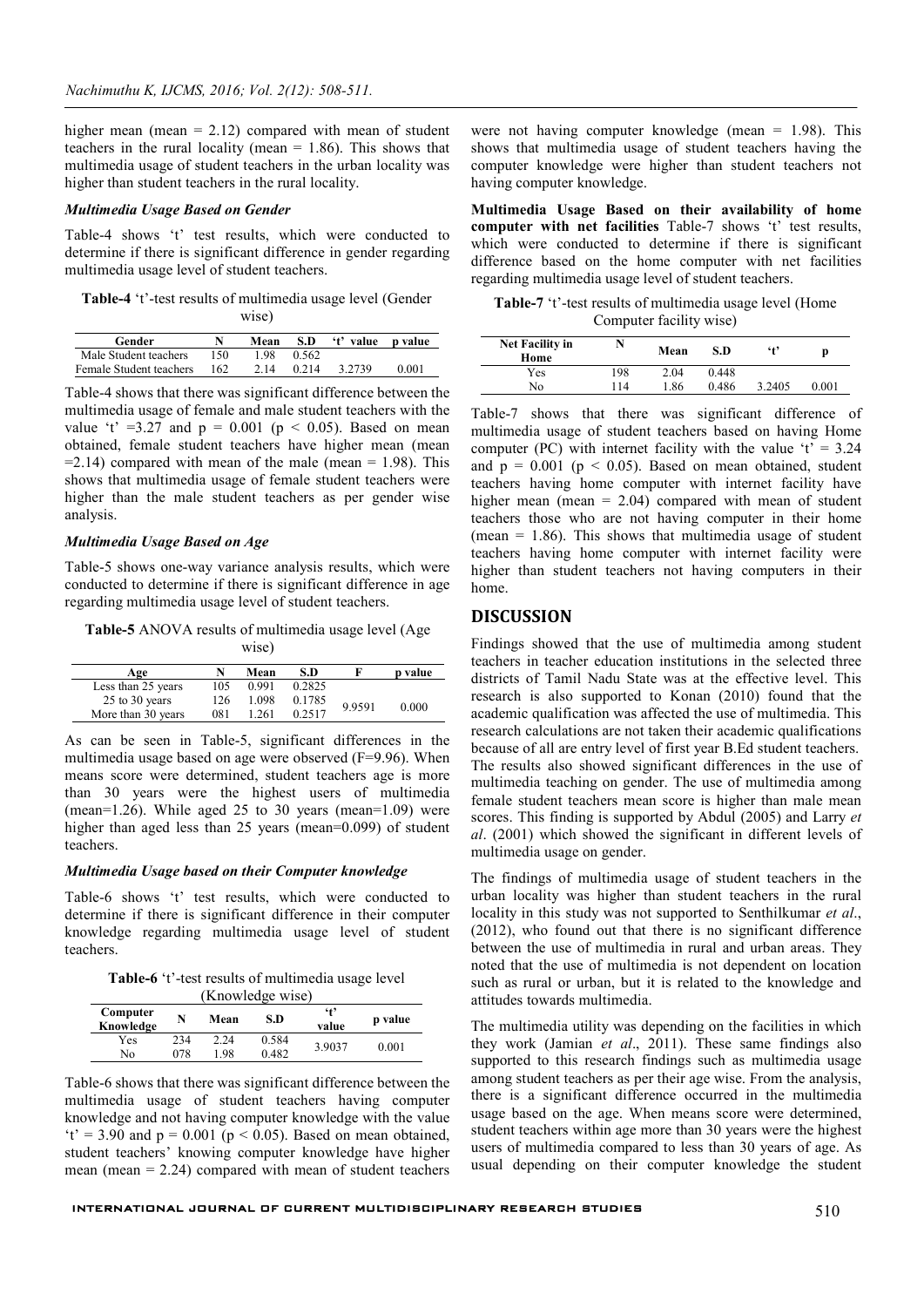higher mean (mean = 2.12) compared with mean of student teachers in the rural locality (mean = 1.86). This shows that multimedia usage of student teachers in the urban locality was higher than student teachers in the rural locality.

### *Multimedia Usage Based on Gender*

Table-4 shows 't' test results, which were conducted to determine if there is significant difference in gender regarding multimedia usage level of student teachers.

**Table-4** 't'-test results of multimedia usage level (Gender wise)

| Gender | N | Mean | S.D | 't' value | p value |
|---|---|---|---|---|---|
| Male Student teachers | 150 | 1.98 | 0.562 | | |
| Female Student teachers | 162 | 2.14 | 0.214 | 3.2739 | 0.001 |

Table-4 shows that there was significant difference between the multimedia usage of female and male student teachers with the value 't' =3.27 and p = 0.001 ($p < 0.05$). Based on mean obtained, female student teachers have higher mean (mean =2.14) compared with mean of the male (mean = 1.98). This shows that multimedia usage of female student teachers were higher than the male student teachers as per gender wise analysis.

### *Multimedia Usage Based on Age*

Table-5 shows one-way variance analysis results, which were conducted to determine if there is significant difference in age regarding multimedia usage level of student teachers.

**Table-5** ANOVA results of multimedia usage level (Age wise)

| Age | N | Mean | S.D | F | p value |
|---|---|---|---|---|---|
| Less than 25 years | 105 | 0.991 | 0.2825 | | |
| 25 to 30 years | 126 | 1.098 | 0.1785 | 9.9591 | 0.000 |
| More than 30 years | 081 | 1.261 | 0.2517 | | |

As can be seen in Table-5, significant differences in the multimedia usage based on age were observed (F=9.96). When means score were determined, student teachers age is more than 30 years were the highest users of multimedia (mean=1.26). While aged 25 to 30 years (mean=1.09) were higher than aged less than 25 years (mean=0.099) of student teachers.

### *Multimedia Usage based on their Computer knowledge*

Table-6 shows 't' test results, which were conducted to determine if there is significant difference in their computer knowledge regarding multimedia usage level of student teachers.

**Table-6** 't'-test results of multimedia usage level (Knowledge wise)

| Computer Knowledge | N | Mean | S.D | 't' value | p value |
|---|---|---|---|---|---|
| Yes | 234 | 2.24 | 0.584 | 3.9037 | 0.001 |
| No | 078 | 1.98 | 0.482 | | |

Table-6 shows that there was significant difference between the multimedia usage of student teachers having computer knowledge and not having computer knowledge with the value 't' = 3.90 and p = 0.001 ($p < 0.05$). Based on mean obtained, student teachers' knowing computer knowledge have higher mean (mean = 2.24) compared with mean of student teachers were not having computer knowledge (mean = 1.98). This shows that multimedia usage of student teachers having the computer knowledge were higher than student teachers not having computer knowledge.

**Multimedia Usage Based on their availability of home computer with net facilities** Table-7 shows 't' test results, which were conducted to determine if there is significant difference based on the home computer with net facilities regarding multimedia usage level of student teachers.

**Table-7** 't'-test results of multimedia usage level (Home Computer facility wise)

| Net Facility in Home | N | Mean | S.D | 't' | p |
|---|---|---|---|---|---|
| Yes | 198 | 2.04 | 0.448 | | |
| No | 114 | 1.86 | 0.486 | 3.2405 | 0.001 |

Table-7 shows that there was significant difference of multimedia usage of student teachers based on having Home computer (PC) with internet facility with the value 't' = 3.24 and p = 0.001 ($p < 0.05$). Based on mean obtained, student teachers having home computer with internet facility have higher mean (mean = 2.04) compared with mean of student teachers those who are not having computer in their home (mean = 1.86). This shows that multimedia usage of student teachers having home computer with internet facility were higher than student teachers not having computers in their home.

## DISCUSSION

Findings showed that the use of multimedia among student teachers in teacher education institutions in the selected three districts of Tamil Nadu State was at the effective level. This research is also supported to Konan (2010) found that the academic qualification was affected the use of multimedia. This research calculations are not taken their academic qualifications because of all are entry level of first year B.Ed student teachers. The results also showed significant differences in the use of multimedia teaching on gender. The use of multimedia among female student teachers mean score is higher than male mean scores. This finding is supported by Abdul (2005) and Larry *et al*. (2001) which showed the significant in different levels of multimedia usage on gender.

The findings of multimedia usage of student teachers in the urban locality was higher than student teachers in the rural locality in this study was not supported to Senthilkumar *et al*., (2012), who found out that there is no significant difference between the use of multimedia in rural and urban areas. They noted that the use of multimedia is not dependent on location such as rural or urban, but it is related to the knowledge and attitudes towards multimedia.

The multimedia utility was depending on the facilities in which they work (Jamian *et al*., 2011). These same findings also supported to this research findings such as multimedia usage among student teachers as per their age wise. From the analysis, there is a significant difference occurred in the multimedia usage based on the age. When means score were determined, student teachers within age more than 30 years were the highest users of multimedia compared to less than 30 years of age. As usual depending on their computer knowledge the student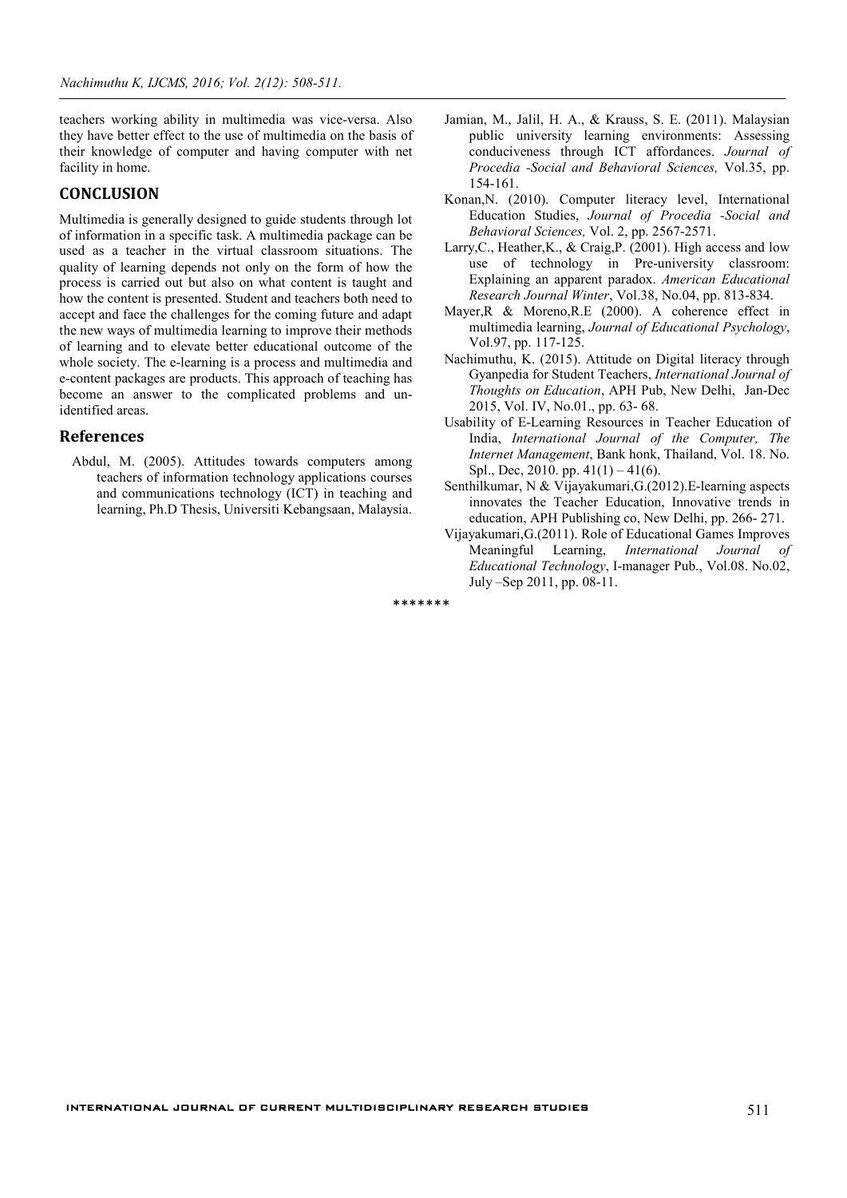teachers working ability in multimedia was vice-versa. Also they have better effect to the use of multimedia on the basis of their knowledge of computer and having computer with net facility in home.

## CONCLUSION

Multimedia is generally designed to guide students through lot of information in a specific task. A multimedia package can be used as a teacher in the virtual classroom situations. The quality of learning depends not only on the form of how the process is carried out but also on what content is taught and how the content is presented. Student and teachers both need to accept and face the challenges for the coming future and adapt the new ways of multimedia learning to improve their methods of learning and to elevate better educational outcome of the whole society. The e-learning is a process and multimedia and e-content packages are products. This approach of teaching has become an answer to the complicated problems and un-identified areas.

## References

Abdul, M. (2005). Attitudes towards computers among teachers of information technology applications courses and communications technology (ICT) in teaching and learning, Ph.D Thesis, Universiti Kebangsaan, Malaysia.

Jamian, M., Jalil, H. A., & Krauss, S. E. (2011). Malaysian public university learning environments: Assessing conduciveness through ICT affordances. *Journal of Procedia -Social and Behavioral Sciences,* Vol.35, pp. 154-161.

Konan,N. (2010). Computer literacy level, International Education Studies, *Journal of Procedia -Social and Behavioral Sciences,* Vol. 2, pp. 2567-2571.

Larry,C., Heather,K., & Craig,P. (2001). High access and low use of technology in Pre-university classroom: Explaining an apparent paradox. *American Educational Research Journal Winter*, Vol.38, No.04, pp. 813-834.

Mayer,R & Moreno,R.E (2000). A coherence effect in multimedia learning, *Journal of Educational Psychology*, Vol.97, pp. 117-125.

Nachimuthu, K. (2015). Attitude on Digital literacy through Gyanpedia for Student Teachers, *International Journal of Thoughts on Education*, APH Pub, New Delhi, Jan-Dec 2015, Vol. IV, No.01., pp. 63- 68.

Usability of E-Learning Resources in Teacher Education of India, *International Journal of the Computer, The Internet Management*, Bank honk, Thailand, Vol. 18. No. Spl., Dec, 2010. pp. 41(1) – 41(6).

Senthilkumar, N & Vijayakumari,G.(2012).E-learning aspects innovates the Teacher Education, Innovative trends in education, APH Publishing co, New Delhi, pp. 266- 271.

Vijayakumari,G.(2011). Role of Educational Games Improves Meaningful Learning, *International Journal of Educational Technology*, I-manager Pub., Vol.08. No.02, July –Sep 2011, pp. 08-11.

*******